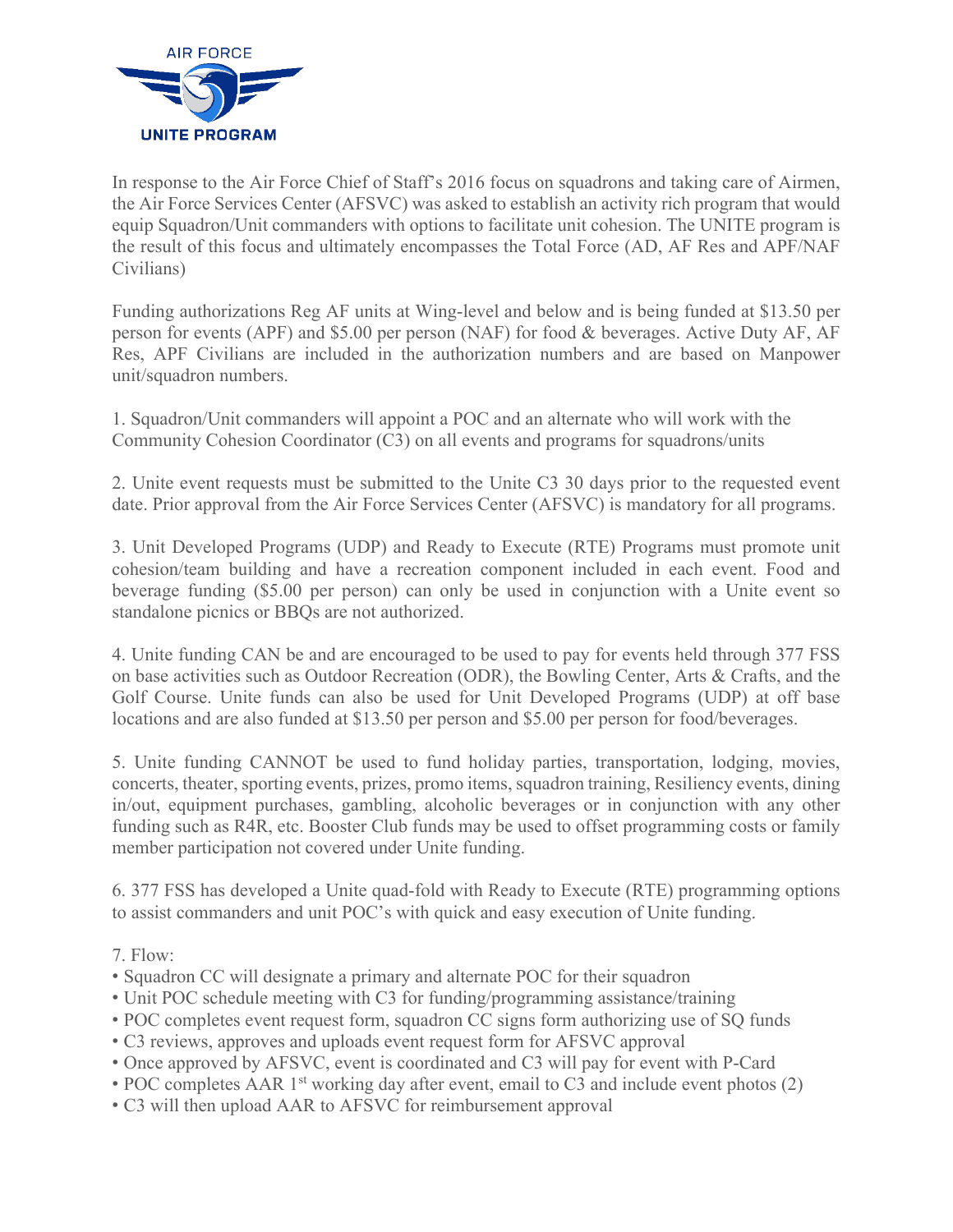AIR FORCE
UNITE PROGRAM

In response to the Air Force Chief of Staff's 2016 focus on squadrons and taking care of Airmen, the Air Force Services Center (AFSVC) was asked to establish an activity rich program that would equip Squadron/Unit commanders with options to facilitate unit cohesion. The UNITE program is the result of this focus and ultimately encompasses the Total Force (AD, AF Res and APF/NAF Civilians)

Funding authorizations Reg AF units at Wing-level and below and is being funded at $13.50 per person for events (APF) and $5.00 per person (NAF) for food & beverages. Active Duty AF, AF Res, APF Civilians are included in the authorization numbers and are based on Manpower unit/squadron numbers.

1. Squadron/Unit commanders will appoint a POC and an alternate who will work with the Community Cohesion Coordinator (C3) on all events and programs for squadrons/units

2. Unite event requests must be submitted to the Unite C3 30 days prior to the requested event date. Prior approval from the Air Force Services Center (AFSVC) is mandatory for all programs.

3. Unit Developed Programs (UDP) and Ready to Execute (RTE) Programs must promote unit cohesion/team building and have a recreation component included in each event. Food and beverage funding ($5.00 per person) can only be used in conjunction with a Unite event so standalone picnics or BBQs are not authorized.

4. Unite funding CAN be and are encouraged to be used to pay for events held through 377 FSS on base activities such as Outdoor Recreation (ODR), the Bowling Center, Arts & Crafts, and the Golf Course. Unite funds can also be used for Unit Developed Programs (UDP) at off base locations and are also funded at $13.50 per person and $5.00 per person for food/beverages.

5. Unite funding CANNOT be used to fund holiday parties, transportation, lodging, movies, concerts, theater, sporting events, prizes, promo items, squadron training, Resiliency events, dining in/out, equipment purchases, gambling, alcoholic beverages or in conjunction with any other funding such as R4R, etc. Booster Club funds may be used to offset programming costs or family member participation not covered under Unite funding.

6. 377 FSS has developed a Unite quad-fold with Ready to Execute (RTE) programming options to assist commanders and unit POC's with quick and easy execution of Unite funding.

7. Flow:

- Squadron CC will designate a primary and alternate POC for their squadron
- Unit POC schedule meeting with C3 for funding/programming assistance/training
- POC completes event request form, squadron CC signs form authorizing use of SQ funds
- C3 reviews, approves and uploads event request form for AFSVC approval
- Once approved by AFSVC, event is coordinated and C3 will pay for event with P-Card
- POC completes AAR 1st working day after event, email to C3 and include event photos (2)
- C3 will then upload AAR to AFSVC for reimbursement approval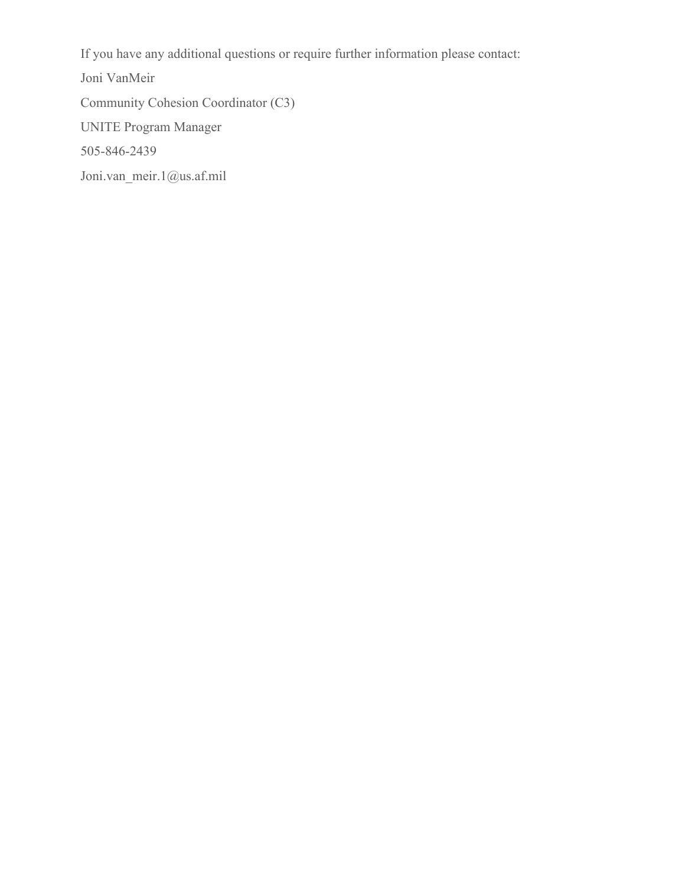If you have any additional questions or require further information please contact:

Joni VanMeir

Community Cohesion Coordinator (C3)

UNITE Program Manager

505-846-2439

Joni.van_meir.1@us.af.mil